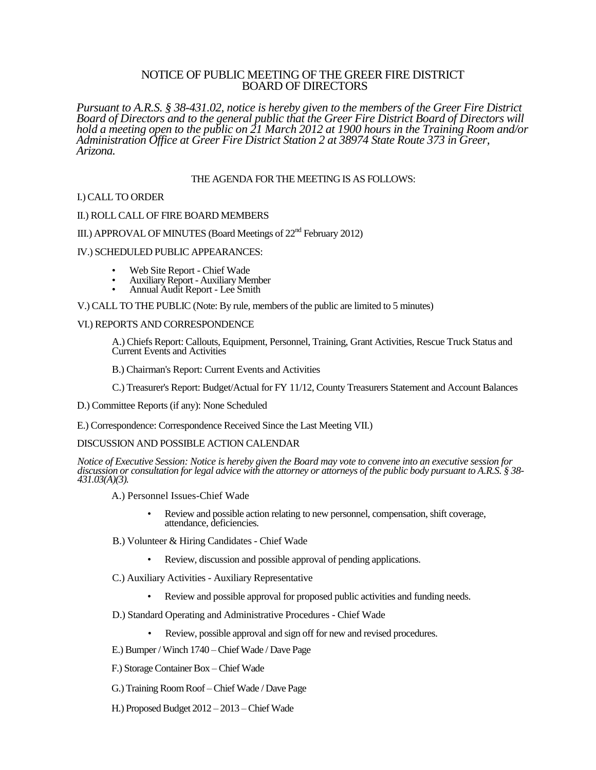# NOTICE OF PUBLIC MEETING OF THE GREER FIRE DISTRICT BOARD OF DIRECTORS

*Pursuant to A.R.S. § 38-431.02, notice is hereby given to the members of the Greer Fire District Board of Directors and to the general public that the Greer Fire District Board of Directors will hold a meeting open to the public on 21 March 2012 at 1900 hours in the Training Room and/or Administration Office at Greer Fire District Station 2 at 38974 State Route 373 in Greer, Arizona.*

THE AGENDA FOR THE MEETING IS AS FOLLOWS:

I.) CALL TO ORDER

II.) ROLL CALL OF FIRE BOARD MEMBERS

III.) APPROVAL OF MINUTES (Board Meetings of 22nd February 2012)

IV.) SCHEDULED PUBLIC APPEARANCES:

- Web Site Report - Chief Wade
- Auxiliary Report - Auxiliary Member
- Annual Audit Report - Lee Smith

V.) CALL TO THE PUBLIC (Note: By rule, members of the public are limited to 5 minutes)

VI.) REPORTS AND CORRESPONDENCE

A.) Chiefs Report: Callouts, Equipment, Personnel, Training, Grant Activities, Rescue Truck Status and Current Events and Activities

B.) Chairman's Report: Current Events and Activities

C.) Treasurer's Report: Budget/Actual for FY 11/12, County Treasurers Statement and Account Balances

D.) Committee Reports (if any): None Scheduled

E.) Correspondence: Correspondence Received Since the Last Meeting VII.)

DISCUSSION AND POSSIBLE ACTION CALENDAR

*Notice of Executive Session: Notice is hereby given the Board may vote to convene into an executive session for discussion or consultation for legal advice with the attorney or attorneys of the public body pursuant to A.R.S. § 38-431.03(A)(3).*

A.) Personnel Issues-Chief Wade

- Review and possible action relating to new personnel, compensation, shift coverage, attendance, deficiencies.

B.) Volunteer & Hiring Candidates - Chief Wade

- Review, discussion and possible approval of pending applications.

C.) Auxiliary Activities - Auxiliary Representative

- Review and possible approval for proposed public activities and funding needs.

D.) Standard Operating and Administrative Procedures - Chief Wade

- Review, possible approval and sign off for new and revised procedures.

E.) Bumper / Winch 1740 – Chief Wade / Dave Page

F.) Storage Container Box – Chief Wade

G.) Training Room Roof – Chief Wade / Dave Page

H.) Proposed Budget 2012 – 2013 – Chief Wade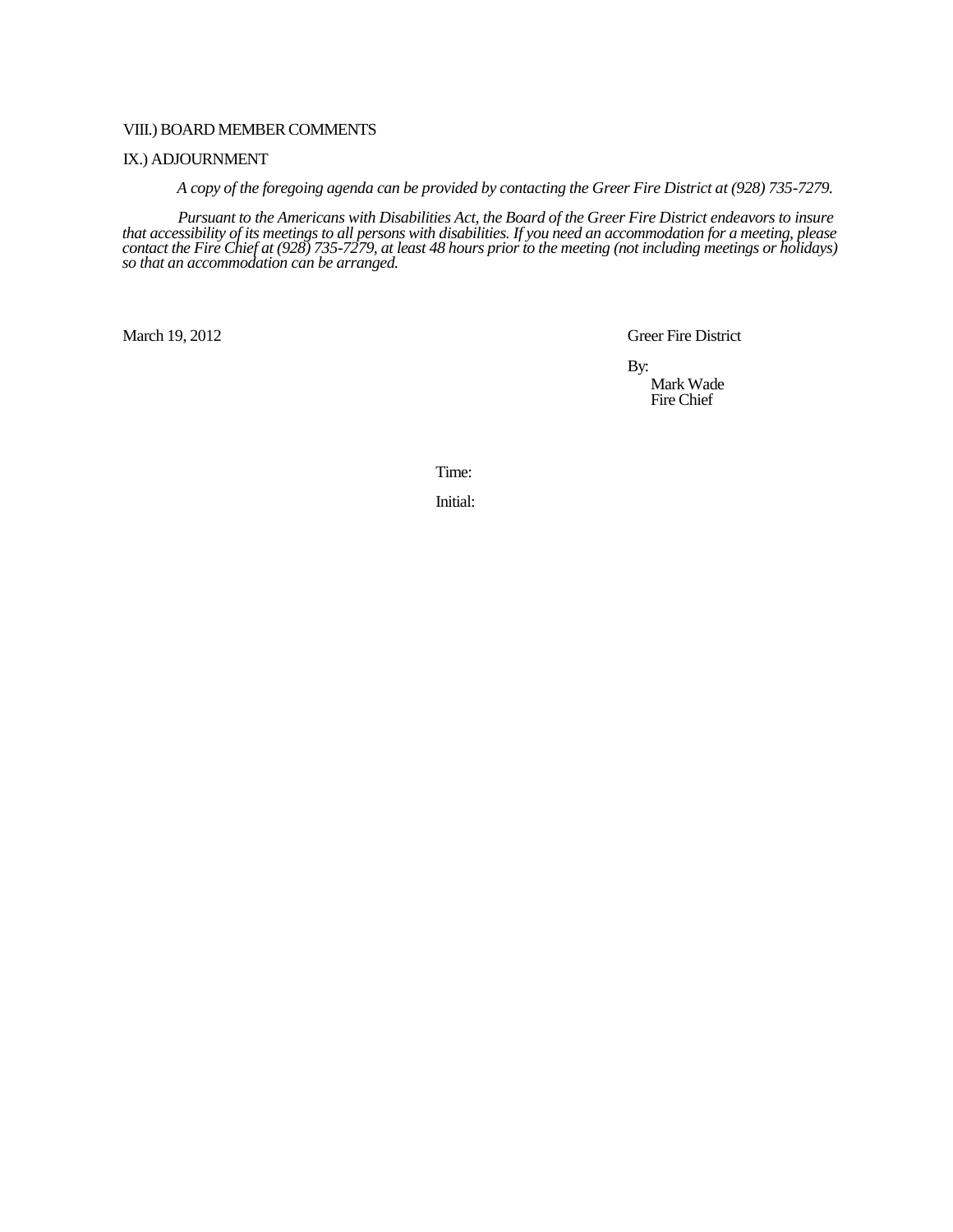VIII.) BOARD MEMBER COMMENTS

IX.) ADJOURNMENT

*A copy of the foregoing agenda can be provided by contacting the Greer Fire District at (928) 735-7279.*

*Pursuant to the Americans with Disabilities Act, the Board of the Greer Fire District endeavors to insure that accessibility of its meetings to all persons with disabilities. If you need an accommodation for a meeting, please contact the Fire Chief at (928) 735-7279, at least 48 hours prior to the meeting (not including meetings or holidays) so that an accommodation can be arranged.*

March 19, 2012

Greer Fire District

By:
Mark Wade
Fire Chief

Time:

Initial: